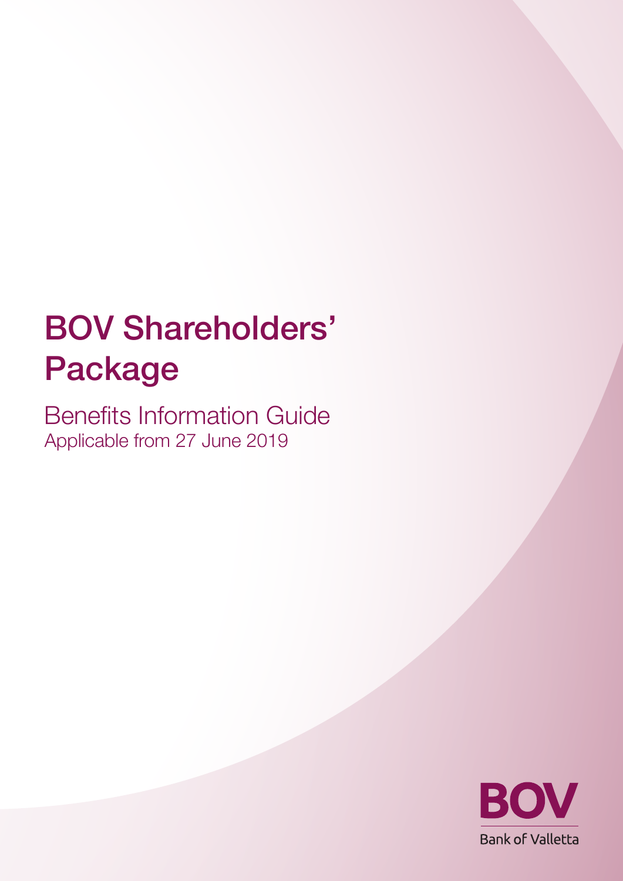# BOV Shareholders' Package

## Benefits Information Guide

Applicable from 27 June 2019

BOV

Bank of Valletta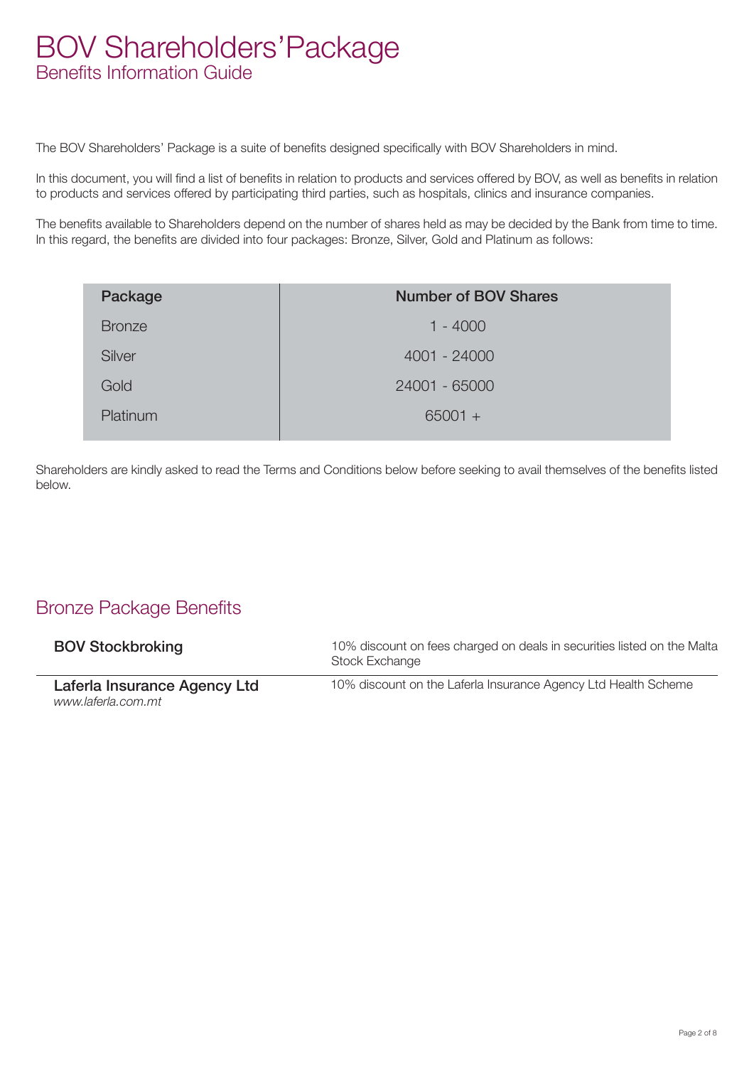# BOV Shareholders' Package

## Benefits Information Guide

The BOV Shareholders' Package is a suite of benefits designed specifically with BOV Shareholders in mind.

In this document, you will find a list of benefits in relation to products and services offered by BOV, as well as benefits in relation to products and services offered by participating third parties, such as hospitals, clinics and insurance companies.

The benefits available to Shareholders depend on the number of shares held as may be decided by the Bank from time to time. In this regard, the benefits are divided into four packages: Bronze, Silver, Gold and Platinum as follows:

| Package | Number of BOV Shares |
|---|---|
| Bronze | 1 - 4000 |
| Silver | 4001 - 24000 |
| Gold | 24001 - 65000 |
| Platinum | 65001 + |

Shareholders are kindly asked to read the Terms and Conditions below before seeking to avail themselves of the benefits listed below.

## Bronze Package Benefits

| | |
|---|---|
| **BOV Stockbroking** | 10% discount on fees charged on deals in securities listed on the Malta Stock Exchange |
| **Laferla Insurance Agency Ltd**<br>*www.laferla.com.mt* | 10% discount on the Laferla Insurance Agency Ltd Health Scheme |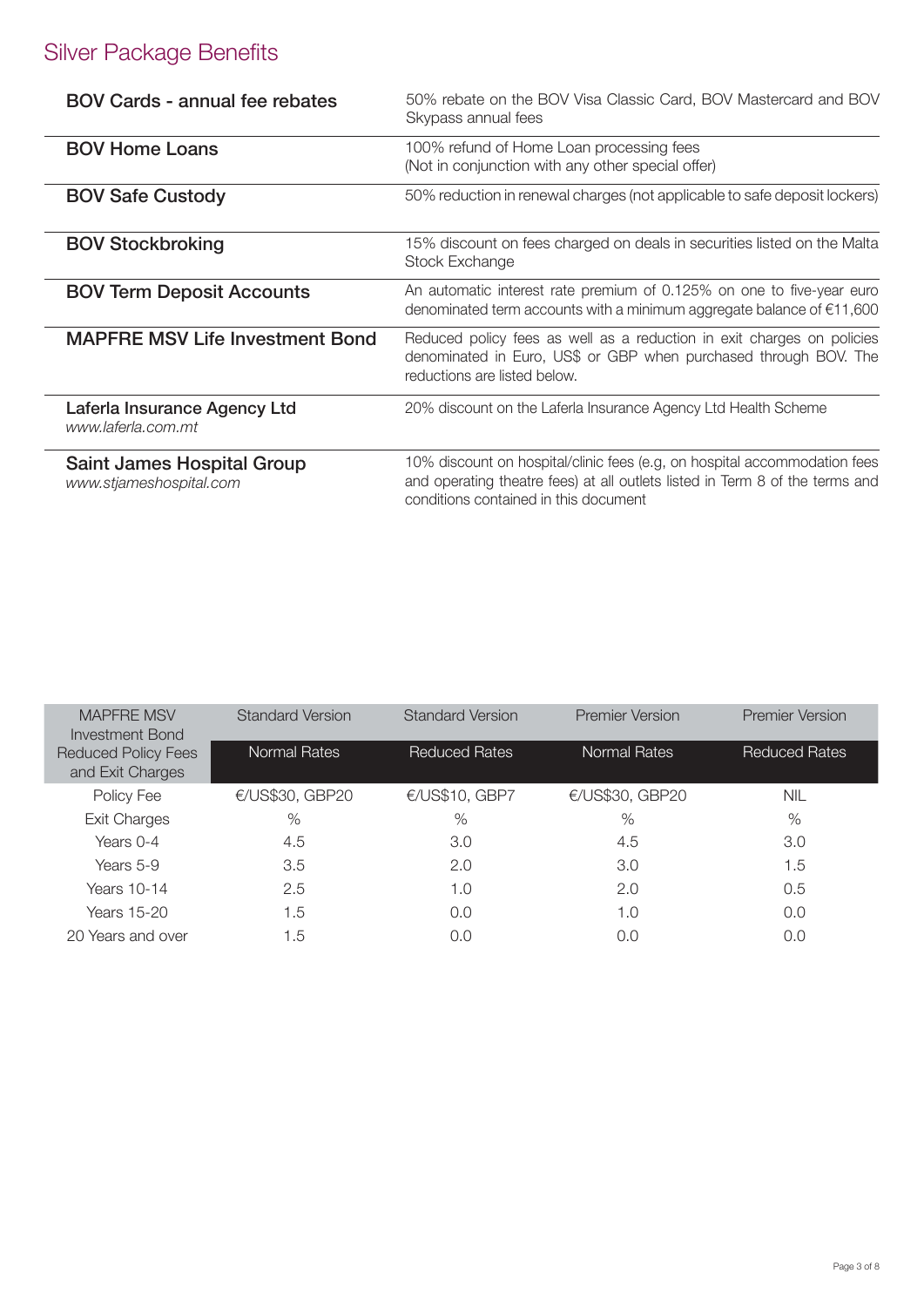# Silver Package Benefits

| | |
|---|---|
| **BOV Cards - annual fee rebates** | 50% rebate on the BOV Visa Classic Card, BOV Mastercard and BOV Skypass annual fees |
| **BOV Home Loans** | 100% refund of Home Loan processing fees (Not in conjunction with any other special offer) |
| **BOV Safe Custody** | 50% reduction in renewal charges (not applicable to safe deposit lockers) |
| **BOV Stockbroking** | 15% discount on fees charged on deals in securities listed on the Malta Stock Exchange |
| **BOV Term Deposit Accounts** | An automatic interest rate premium of 0.125% on one to five-year euro denominated term accounts with a minimum aggregate balance of €11,600 |
| **MAPFRE MSV Life Investment Bond** | Reduced policy fees as well as a reduction in exit charges on policies denominated in Euro, US$ or GBP when purchased through BOV. The reductions are listed below. |
| **Laferla Insurance Agency Ltd** *www.laferla.com.mt* | 20% discount on the Laferla Insurance Agency Ltd Health Scheme |
| **Saint James Hospital Group** *www.stjameshospital.com* | 10% discount on hospital/clinic fees (e.g, on hospital accommodation fees and operating theatre fees) at all outlets listed in Term 8 of the terms and conditions contained in this document |

| MAPFRE MSV Investment Bond Reduced Policy Fees and Exit Charges | Standard Version Normal Rates | Standard Version Reduced Rates | Premier Version Normal Rates | Premier Version Reduced Rates |
|---|---|---|---|---|
| Policy Fee | €/US$30, GBP20 | €/US$10, GBP7 | €/US$30, GBP20 | NIL |
| Exit Charges | % | % | % | % |
| Years 0-4 | 4.5 | 3.0 | 4.5 | 3.0 |
| Years 5-9 | 3.5 | 2.0 | 3.0 | 1.5 |
| Years 10-14 | 2.5 | 1.0 | 2.0 | 0.5 |
| Years 15-20 | 1.5 | 0.0 | 1.0 | 0.0 |
| 20 Years and over | 1.5 | 0.0 | 0.0 | 0.0 |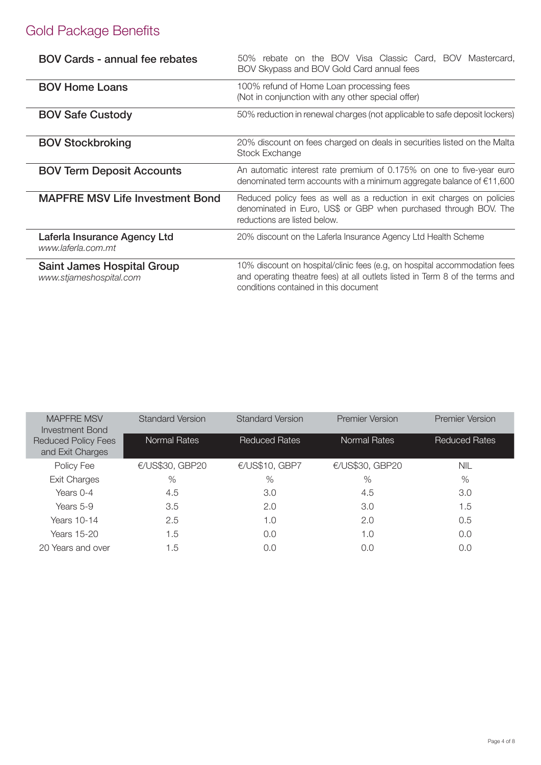# Gold Package Benefits

| | |
|---|---|
| **BOV Cards - annual fee rebates** | 50% rebate on the BOV Visa Classic Card, BOV Mastercard, BOV Skypass and BOV Gold Card annual fees |
| **BOV Home Loans** | 100% refund of Home Loan processing fees (Not in conjunction with any other special offer) |
| **BOV Safe Custody** | 50% reduction in renewal charges (not applicable to safe deposit lockers) |
| **BOV Stockbroking** | 20% discount on fees charged on deals in securities listed on the Malta Stock Exchange |
| **BOV Term Deposit Accounts** | An automatic interest rate premium of 0.175% on one to five-year euro denominated term accounts with a minimum aggregate balance of €11,600 |
| **MAPFRE MSV Life Investment Bond** | Reduced policy fees as well as a reduction in exit charges on policies denominated in Euro, US$ or GBP when purchased through BOV. The reductions are listed below. |
| **Laferla Insurance Agency Ltd** *www.laferla.com.mt* | 20% discount on the Laferla Insurance Agency Ltd Health Scheme |
| **Saint James Hospital Group** *www.stjameshospital.com* | 10% discount on hospital/clinic fees (e.g, on hospital accommodation fees and operating theatre fees) at all outlets listed in Term 8 of the terms and conditions contained in this document |

| MAPFRE MSV Investment Bond Reduced Policy Fees and Exit Charges | Standard Version Normal Rates | Standard Version Reduced Rates | Premier Version Normal Rates | Premier Version Reduced Rates |
|---|---|---|---|---|
| Policy Fee | €/US$30, GBP20 | €/US$10, GBP7 | €/US$30, GBP20 | NIL |
| Exit Charges | % | % | % | % |
| Years 0-4 | 4.5 | 3.0 | 4.5 | 3.0 |
| Years 5-9 | 3.5 | 2.0 | 3.0 | 1.5 |
| Years 10-14 | 2.5 | 1.0 | 2.0 | 0.5 |
| Years 15-20 | 1.5 | 0.0 | 1.0 | 0.0 |
| 20 Years and over | 1.5 | 0.0 | 0.0 | 0.0 |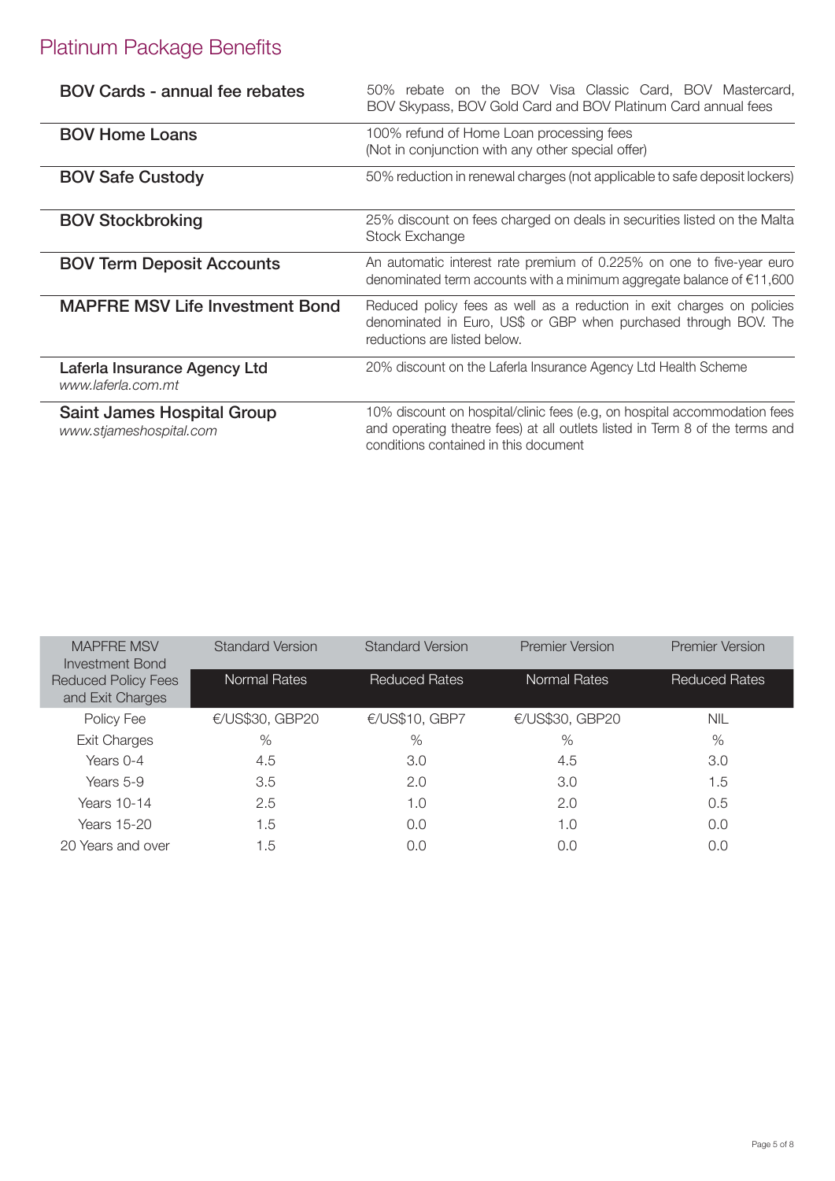# Platinum Package Benefits

| | |
|---|---|
| **BOV Cards - annual fee rebates** | 50% rebate on the BOV Visa Classic Card, BOV Mastercard, BOV Skypass, BOV Gold Card and BOV Platinum Card annual fees |
| **BOV Home Loans** | 100% refund of Home Loan processing fees (Not in conjunction with any other special offer) |
| **BOV Safe Custody** | 50% reduction in renewal charges (not applicable to safe deposit lockers) |
| **BOV Stockbroking** | 25% discount on fees charged on deals in securities listed on the Malta Stock Exchange |
| **BOV Term Deposit Accounts** | An automatic interest rate premium of 0.225% on one to five-year euro denominated term accounts with a minimum aggregate balance of €11,600 |
| **MAPFRE MSV Life Investment Bond** | Reduced policy fees as well as a reduction in exit charges on policies denominated in Euro, US$ or GBP when purchased through BOV. The reductions are listed below. |
| **Laferla Insurance Agency Ltd** *www.laferla.com.mt* | 20% discount on the Laferla Insurance Agency Ltd Health Scheme |
| **Saint James Hospital Group** *www.stjameshospital.com* | 10% discount on hospital/clinic fees (e.g, on hospital accommodation fees and operating theatre fees) at all outlets listed in Term 8 of the terms and conditions contained in this document |

| MAPFRE MSV Investment Bond Reduced Policy Fees and Exit Charges | Standard Version | Standard Version | Premier Version | Premier Version |
|---|---|---|---|---|
| | Normal Rates | Reduced Rates | Normal Rates | Reduced Rates |
| Policy Fee | €/US$30, GBP20 | €/US$10, GBP7 | €/US$30, GBP20 | NIL |
| Exit Charges | % | % | % | % |
| Years 0-4 | 4.5 | 3.0 | 4.5 | 3.0 |
| Years 5-9 | 3.5 | 2.0 | 3.0 | 1.5 |
| Years 10-14 | 2.5 | 1.0 | 2.0 | 0.5 |
| Years 15-20 | 1.5 | 0.0 | 1.0 | 0.0 |
| 20 Years and over | 1.5 | 0.0 | 0.0 | 0.0 |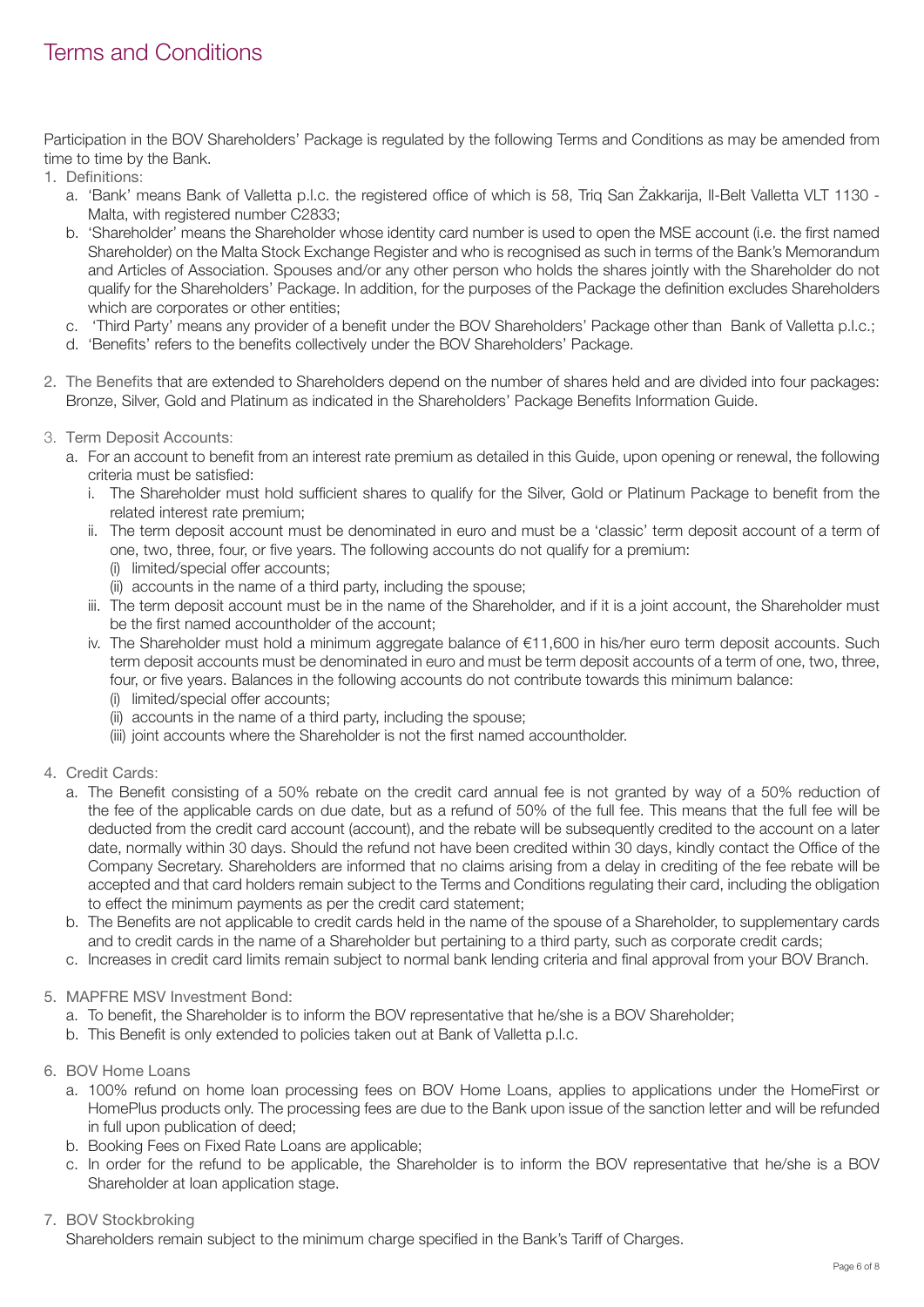# Terms and Conditions

Participation in the BOV Shareholders' Package is regulated by the following Terms and Conditions as may be amended from time to time by the Bank.

1. Definitions:
   a. 'Bank' means Bank of Valletta p.l.c. the registered office of which is 58, Triq San Żakkarija, Il-Belt Valletta VLT 1130 - Malta, with registered number C2833;
   b. 'Shareholder' means the Shareholder whose identity card number is used to open the MSE account (i.e. the first named Shareholder) on the Malta Stock Exchange Register and who is recognised as such in terms of the Bank's Memorandum and Articles of Association. Spouses and/or any other person who holds the shares jointly with the Shareholder do not qualify for the Shareholders' Package. In addition, for the purposes of the Package the definition excludes Shareholders which are corporates or other entities;
   c. 'Third Party' means any provider of a benefit under the BOV Shareholders' Package other than Bank of Valletta p.l.c.;
   d. 'Benefits' refers to the benefits collectively under the BOV Shareholders' Package.

2. The Benefits that are extended to Shareholders depend on the number of shares held and are divided into four packages: Bronze, Silver, Gold and Platinum as indicated in the Shareholders' Package Benefits Information Guide.

3. Term Deposit Accounts:
   a. For an account to benefit from an interest rate premium as detailed in this Guide, upon opening or renewal, the following criteria must be satisfied:
      i. The Shareholder must hold sufficient shares to qualify for the Silver, Gold or Platinum Package to benefit from the related interest rate premium;
      ii. The term deposit account must be denominated in euro and must be a 'classic' term deposit account of a term of one, two, three, four, or five years. The following accounts do not qualify for a premium:
         (i) limited/special offer accounts;
         (ii) accounts in the name of a third party, including the spouse;
      iii. The term deposit account must be in the name of the Shareholder, and if it is a joint account, the Shareholder must be the first named accountholder of the account;
      iv. The Shareholder must hold a minimum aggregate balance of €11,600 in his/her euro term deposit accounts. Such term deposit accounts must be denominated in euro and must be term deposit accounts of a term of one, two, three, four, or five years. Balances in the following accounts do not contribute towards this minimum balance:
         (i) limited/special offer accounts;
         (ii) accounts in the name of a third party, including the spouse;
         (iii) joint accounts where the Shareholder is not the first named accountholder.

4. Credit Cards:
   a. The Benefit consisting of a 50% rebate on the credit card annual fee is not granted by way of a 50% reduction of the fee of the applicable cards on due date, but as a refund of 50% of the full fee. This means that the full fee will be deducted from the credit card account (account), and the rebate will be subsequently credited to the account on a later date, normally within 30 days. Should the refund not have been credited within 30 days, kindly contact the Office of the Company Secretary. Shareholders are informed that no claims arising from a delay in crediting of the fee rebate will be accepted and that card holders remain subject to the Terms and Conditions regulating their card, including the obligation to effect the minimum payments as per the credit card statement;
   b. The Benefits are not applicable to credit cards held in the name of the spouse of a Shareholder, to supplementary cards and to credit cards in the name of a Shareholder but pertaining to a third party, such as corporate credit cards;
   c. Increases in credit card limits remain subject to normal bank lending criteria and final approval from your BOV Branch.

5. MAPFRE MSV Investment Bond:
   a. To benefit, the Shareholder is to inform the BOV representative that he/she is a BOV Shareholder;
   b. This Benefit is only extended to policies taken out at Bank of Valletta p.l.c.

6. BOV Home Loans
   a. 100% refund on home loan processing fees on BOV Home Loans, applies to applications under the HomeFirst or HomePlus products only. The processing fees are due to the Bank upon issue of the sanction letter and will be refunded in full upon publication of deed;
   b. Booking Fees on Fixed Rate Loans are applicable;
   c. In order for the refund to be applicable, the Shareholder is to inform the BOV representative that he/she is a BOV Shareholder at loan application stage.

7. BOV Stockbroking
   Shareholders remain subject to the minimum charge specified in the Bank's Tariff of Charges.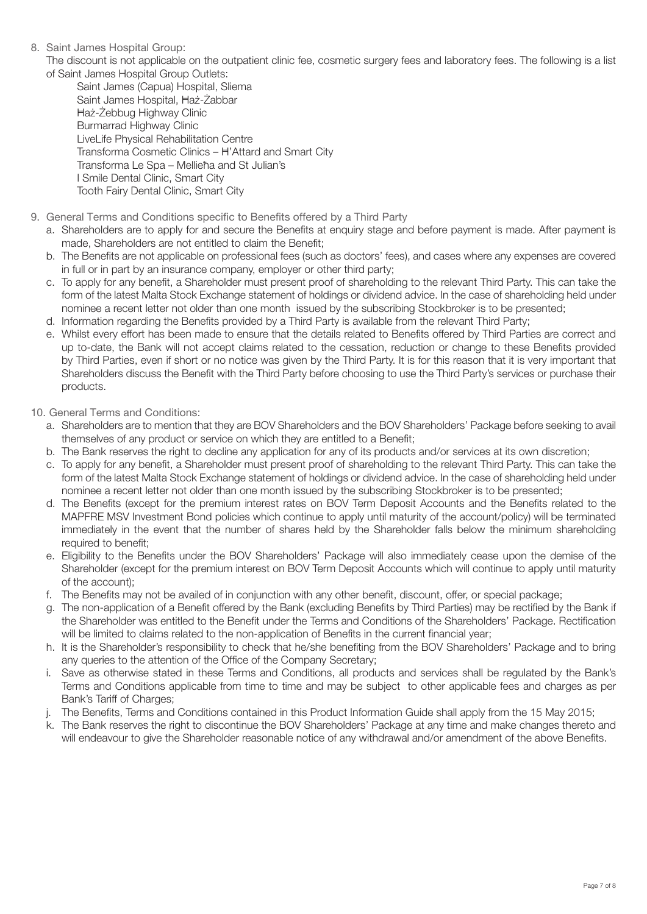8. Saint James Hospital Group:

   The discount is not applicable on the outpatient clinic fee, cosmetic surgery fees and laboratory fees. The following is a list of Saint James Hospital Group Outlets:

   Saint James (Capua) Hospital, Sliema
   Saint James Hospital, Ħaż-Żabbar
   Ħaż-Żebbug Highway Clinic
   Burmarrad Highway Clinic
   LiveLife Physical Rehabilitation Centre
   Transforma Cosmetic Clinics – H'Attard and Smart City
   Transforma Le Spa – Mellieħa and St Julian's
   I Smile Dental Clinic, Smart City
   Tooth Fairy Dental Clinic, Smart City

9. General Terms and Conditions specific to Benefits offered by a Third Party
   a. Shareholders are to apply for and secure the Benefits at enquiry stage and before payment is made. After payment is made, Shareholders are not entitled to claim the Benefit;
   b. The Benefits are not applicable on professional fees (such as doctors' fees), and cases where any expenses are covered in full or in part by an insurance company, employer or other third party;
   c. To apply for any benefit, a Shareholder must present proof of shareholding to the relevant Third Party. This can take the form of the latest Malta Stock Exchange statement of holdings or dividend advice. In the case of shareholding held under nominee a recent letter not older than one month issued by the subscribing Stockbroker is to be presented;
   d. Information regarding the Benefits provided by a Third Party is available from the relevant Third Party;
   e. Whilst every effort has been made to ensure that the details related to Benefits offered by Third Parties are correct and up to-date, the Bank will not accept claims related to the cessation, reduction or change to these Benefits provided by Third Parties, even if short or no notice was given by the Third Party. It is for this reason that it is very important that Shareholders discuss the Benefit with the Third Party before choosing to use the Third Party's services or purchase their products.

10. General Terms and Conditions:
    a. Shareholders are to mention that they are BOV Shareholders and the BOV Shareholders' Package before seeking to avail themselves of any product or service on which they are entitled to a Benefit;
    b. The Bank reserves the right to decline any application for any of its products and/or services at its own discretion;
    c. To apply for any benefit, a Shareholder must present proof of shareholding to the relevant Third Party. This can take the form of the latest Malta Stock Exchange statement of holdings or dividend advice. In the case of shareholding held under nominee a recent letter not older than one month issued by the subscribing Stockbroker is to be presented;
    d. The Benefits (except for the premium interest rates on BOV Term Deposit Accounts and the Benefits related to the MAPFRE MSV Investment Bond policies which continue to apply until maturity of the account/policy) will be terminated immediately in the event that the number of shares held by the Shareholder falls below the minimum shareholding required to benefit;
    e. Eligibility to the Benefits under the BOV Shareholders' Package will also immediately cease upon the demise of the Shareholder (except for the premium interest on BOV Term Deposit Accounts which will continue to apply until maturity of the account);
    f. The Benefits may not be availed of in conjunction with any other benefit, discount, offer, or special package;
    g. The non-application of a Benefit offered by the Bank (excluding Benefits by Third Parties) may be rectified by the Bank if the Shareholder was entitled to the Benefit under the Terms and Conditions of the Shareholders' Package. Rectification will be limited to claims related to the non-application of Benefits in the current financial year;
    h. It is the Shareholder's responsibility to check that he/she benefiting from the BOV Shareholders' Package and to bring any queries to the attention of the Office of the Company Secretary;
    i. Save as otherwise stated in these Terms and Conditions, all products and services shall be regulated by the Bank's Terms and Conditions applicable from time to time and may be subject to other applicable fees and charges as per Bank's Tariff of Charges;
    j. The Benefits, Terms and Conditions contained in this Product Information Guide shall apply from the 15 May 2015;
    k. The Bank reserves the right to discontinue the BOV Shareholders' Package at any time and make changes thereto and will endeavour to give the Shareholder reasonable notice of any withdrawal and/or amendment of the above Benefits.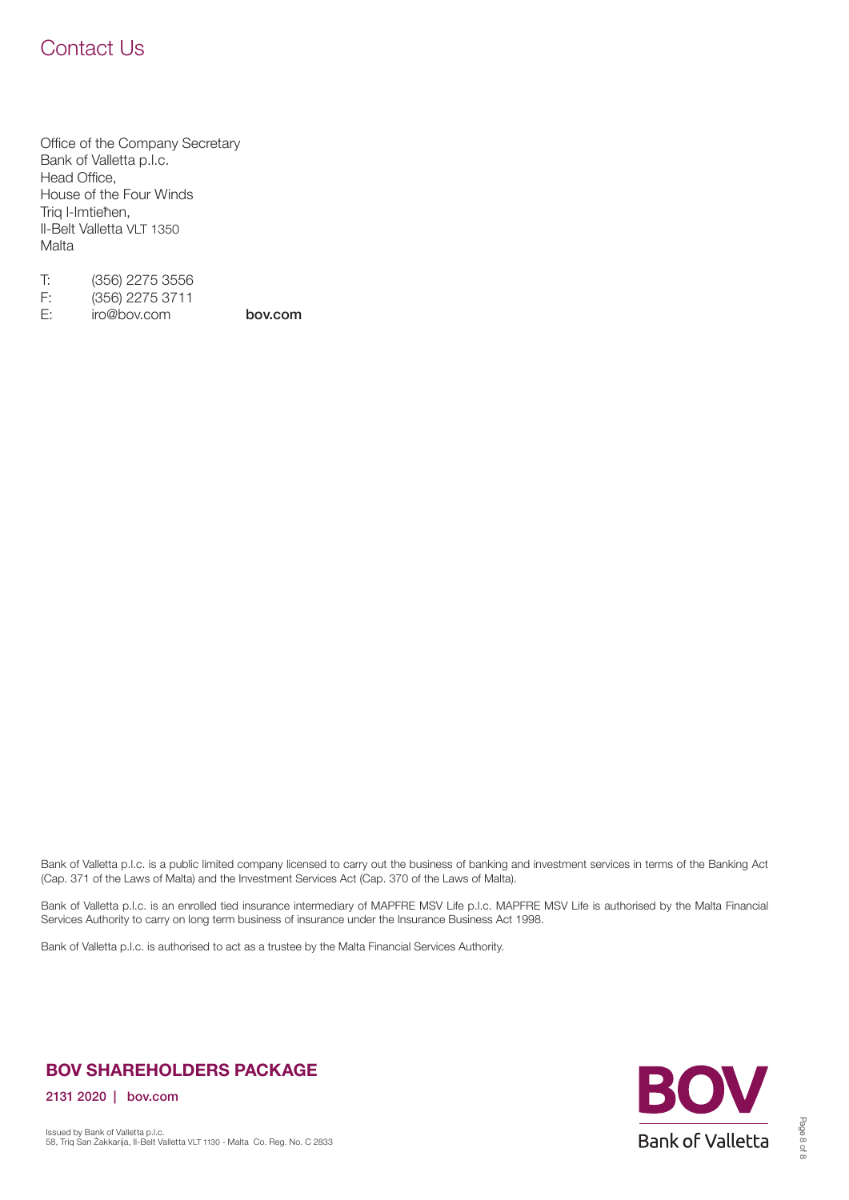# Contact Us

Office of the Company Secretary
Bank of Valletta p.l.c.
Head Office,
House of the Four Winds
Triq l-Imtieħen,
Il-Belt Valletta VLT 1350
Malta

T: (356) 2275 3556
F: (356) 2275 3711
E: iro@bov.com

**bov.com**

Bank of Valletta p.l.c. is a public limited company licensed to carry out the business of banking and investment services in terms of the Banking Act (Cap. 371 of the Laws of Malta) and the Investment Services Act (Cap. 370 of the Laws of Malta).

Bank of Valletta p.l.c. is an enrolled tied insurance intermediary of MAPFRE MSV Life p.l.c. MAPFRE MSV Life is authorised by the Malta Financial Services Authority to carry on long term business of insurance under the Insurance Business Act 1998.

Bank of Valletta p.l.c. is authorised to act as a trustee by the Malta Financial Services Authority.

**BOV SHAREHOLDERS PACKAGE**

**2131 2020 | bov.com**

Issued by Bank of Valletta p.l.c.
58, Triq San Żakkarija, Il-Belt Valletta VLT 1130 - Malta Co. Reg. No. C 2833

BOV
Bank of Valletta